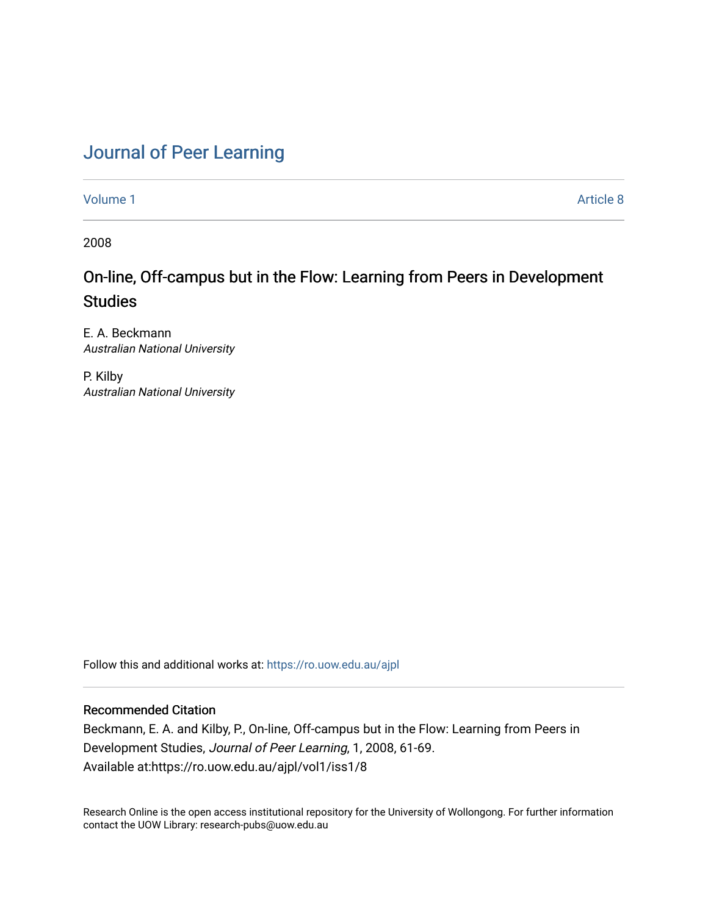# Journal of Peer Learning

Volume 1 Article 8

2008

## On-line, Off-campus but in the Flow: Learning from Peers in Development Studies

E. A. Beckmann
*Australian National University*

P. Kilby
*Australian National University*

Follow this and additional works at: https://ro.uow.edu.au/ajpl

### Recommended Citation

Beckmann, E. A. and Kilby, P., On-line, Off-campus but in the Flow: Learning from Peers in Development Studies, *Journal of Peer Learning*, 1, 2008, 61-69.
Available at:https://ro.uow.edu.au/ajpl/vol1/iss1/8

Research Online is the open access institutional repository for the University of Wollongong. For further information contact the UOW Library: research-pubs@uow.edu.au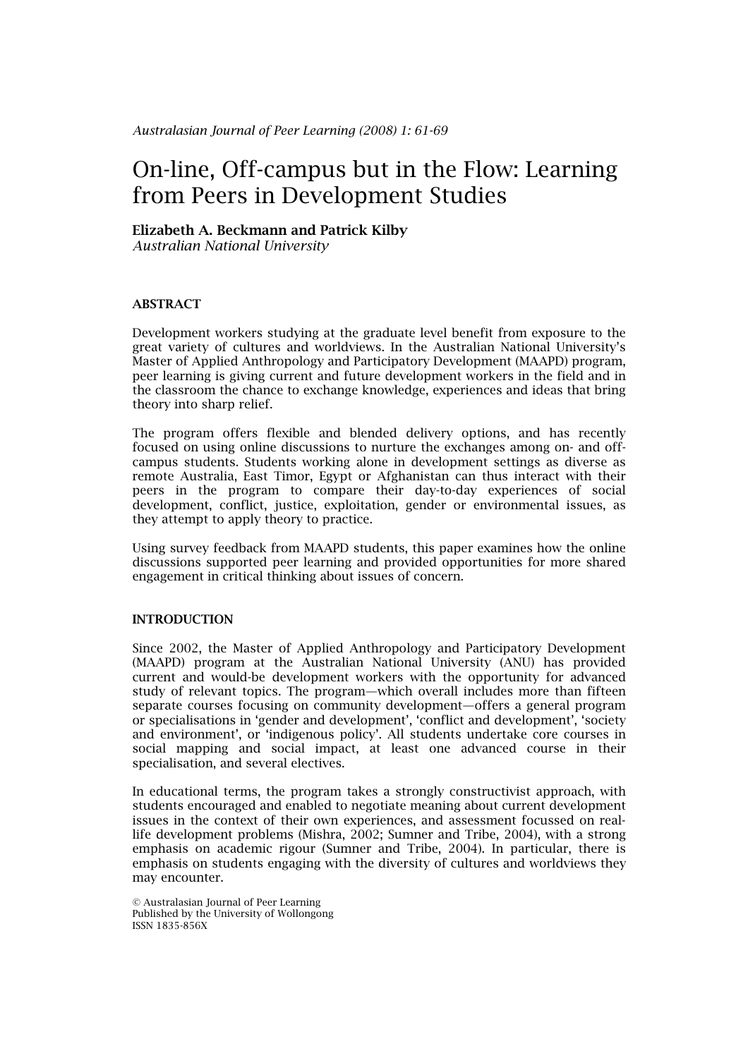# On-line, Off-campus but in the Flow: Learning from Peers in Development Studies

**Elizabeth A. Beckmann and Patrick Kilby**
*Australian National University*

**ABSTRACT**

Development workers studying at the graduate level benefit from exposure to the great variety of cultures and worldviews. In the Australian National University's Master of Applied Anthropology and Participatory Development (MAAPD) program, peer learning is giving current and future development workers in the field and in the classroom the chance to exchange knowledge, experiences and ideas that bring theory into sharp relief.

The program offers flexible and blended delivery options, and has recently focused on using online discussions to nurture the exchanges among on- and off-campus students. Students working alone in development settings as diverse as remote Australia, East Timor, Egypt or Afghanistan can thus interact with their peers in the program to compare their day-to-day experiences of social development, conflict, justice, exploitation, gender or environmental issues, as they attempt to apply theory to practice.

Using survey feedback from MAAPD students, this paper examines how the online discussions supported peer learning and provided opportunities for more shared engagement in critical thinking about issues of concern.

**INTRODUCTION**

Since 2002, the Master of Applied Anthropology and Participatory Development (MAAPD) program at the Australian National University (ANU) has provided current and would-be development workers with the opportunity for advanced study of relevant topics. The program—which overall includes more than fifteen separate courses focusing on community development—offers a general program or specialisations in 'gender and development', 'conflict and development', 'society and environment', or 'indigenous policy'. All students undertake core courses in social mapping and social impact, at least one advanced course in their specialisation, and several electives.

In educational terms, the program takes a strongly constructivist approach, with students encouraged and enabled to negotiate meaning about current development issues in the context of their own experiences, and assessment focussed on real-life development problems (Mishra, 2002; Sumner and Tribe, 2004), with a strong emphasis on academic rigour (Sumner and Tribe, 2004). In particular, there is emphasis on students engaging with the diversity of cultures and worldviews they may encounter.

© Australasian Journal of Peer Learning
Published by the University of Wollongong
ISSN 1835-856X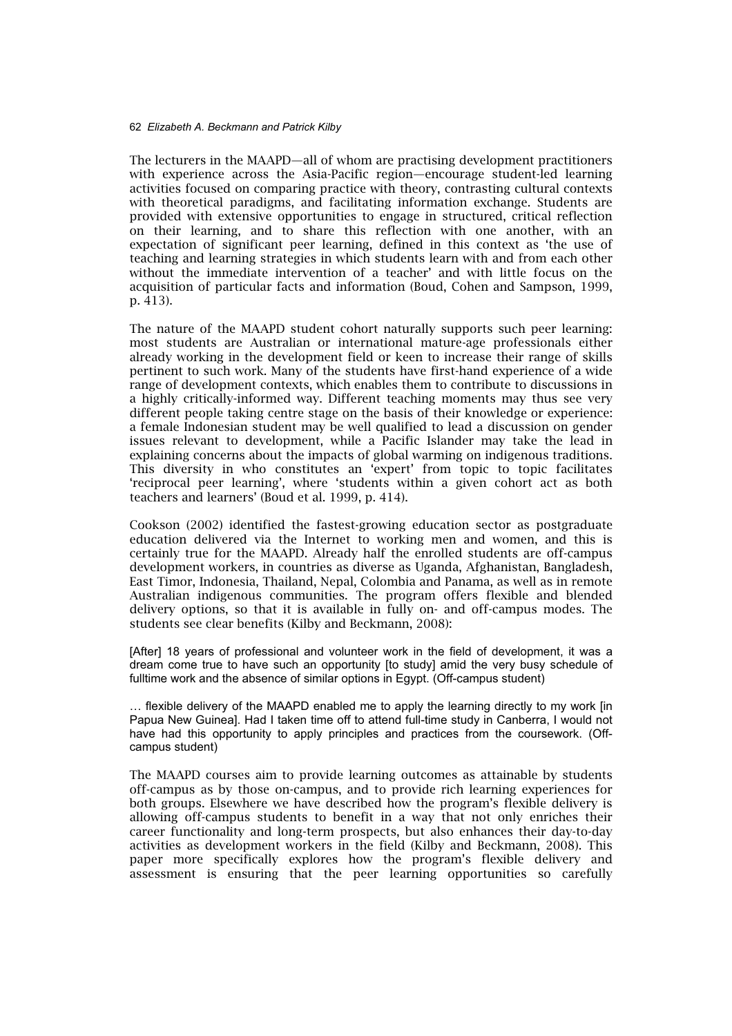The lecturers in the MAAPD—all of whom are practising development practitioners with experience across the Asia-Pacific region—encourage student-led learning activities focused on comparing practice with theory, contrasting cultural contexts with theoretical paradigms, and facilitating information exchange. Students are provided with extensive opportunities to engage in structured, critical reflection on their learning, and to share this reflection with one another, with an expectation of significant peer learning, defined in this context as 'the use of teaching and learning strategies in which students learn with and from each other without the immediate intervention of a teacher' and with little focus on the acquisition of particular facts and information (Boud, Cohen and Sampson, 1999, p. 413).

The nature of the MAAPD student cohort naturally supports such peer learning: most students are Australian or international mature-age professionals either already working in the development field or keen to increase their range of skills pertinent to such work. Many of the students have first-hand experience of a wide range of development contexts, which enables them to contribute to discussions in a highly critically-informed way. Different teaching moments may thus see very different people taking centre stage on the basis of their knowledge or experience: a female Indonesian student may be well qualified to lead a discussion on gender issues relevant to development, while a Pacific Islander may take the lead in explaining concerns about the impacts of global warming on indigenous traditions. This diversity in who constitutes an 'expert' from topic to topic facilitates 'reciprocal peer learning', where 'students within a given cohort act as both teachers and learners' (Boud et al. 1999, p. 414).

Cookson (2002) identified the fastest-growing education sector as postgraduate education delivered via the Internet to working men and women, and this is certainly true for the MAAPD. Already half the enrolled students are off-campus development workers, in countries as diverse as Uganda, Afghanistan, Bangladesh, East Timor, Indonesia, Thailand, Nepal, Colombia and Panama, as well as in remote Australian indigenous communities. The program offers flexible and blended delivery options, so that it is available in fully on- and off-campus modes. The students see clear benefits (Kilby and Beckmann, 2008):

> [After] 18 years of professional and volunteer work in the field of development, it was a dream come true to have such an opportunity [to study] amid the very busy schedule of fulltime work and the absence of similar options in Egypt. (Off-campus student)

> … flexible delivery of the MAAPD enabled me to apply the learning directly to my work [in Papua New Guinea]. Had I taken time off to attend full-time study in Canberra, I would not have had this opportunity to apply principles and practices from the coursework. (Off-campus student)

The MAAPD courses aim to provide learning outcomes as attainable by students off-campus as by those on-campus, and to provide rich learning experiences for both groups. Elsewhere we have described how the program's flexible delivery is allowing off-campus students to benefit in a way that not only enriches their career functionality and long-term prospects, but also enhances their day-to-day activities as development workers in the field (Kilby and Beckmann, 2008). This paper more specifically explores how the program's flexible delivery and assessment is ensuring that the peer learning opportunities so carefully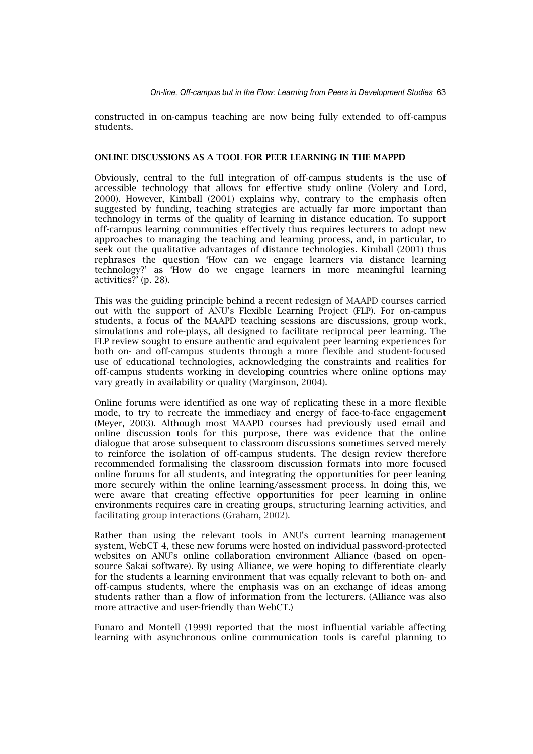constructed in on-campus teaching are now being fully extended to off-campus students.

## ONLINE DISCUSSIONS AS A TOOL FOR PEER LEARNING IN THE MAPPD

Obviously, central to the full integration of off-campus students is the use of accessible technology that allows for effective study online (Volery and Lord, 2000). However, Kimball (2001) explains why, contrary to the emphasis often suggested by funding, teaching strategies are actually far more important than technology in terms of the quality of learning in distance education. To support off-campus learning communities effectively thus requires lecturers to adopt new approaches to managing the teaching and learning process, and, in particular, to seek out the qualitative advantages of distance technologies. Kimball (2001) thus rephrases the question 'How can we engage learners via distance learning technology?' as 'How do we engage learners in more meaningful learning activities?' (p. 28).

This was the guiding principle behind a recent redesign of MAAPD courses carried out with the support of ANU's Flexible Learning Project (FLP). For on-campus students, a focus of the MAAPD teaching sessions are discussions, group work, simulations and role-plays, all designed to facilitate reciprocal peer learning. The FLP review sought to ensure authentic and equivalent peer learning experiences for both on- and off-campus students through a more flexible and student-focused use of educational technologies, acknowledging the constraints and realities for off-campus students working in developing countries where online options may vary greatly in availability or quality (Marginson, 2004).

Online forums were identified as one way of replicating these in a more flexible mode, to try to recreate the immediacy and energy of face-to-face engagement (Meyer, 2003). Although most MAAPD courses had previously used email and online discussion tools for this purpose, there was evidence that the online dialogue that arose subsequent to classroom discussions sometimes served merely to reinforce the isolation of off-campus students. The design review therefore recommended formalising the classroom discussion formats into more focused online forums for all students, and integrating the opportunities for peer leaning more securely within the online learning/assessment process. In doing this, we were aware that creating effective opportunities for peer learning in online environments requires care in creating groups, structuring learning activities, and facilitating group interactions (Graham, 2002).

Rather than using the relevant tools in ANU's current learning management system, WebCT 4, these new forums were hosted on individual password-protected websites on ANU's online collaboration environment Alliance (based on open-source Sakai software). By using Alliance, we were hoping to differentiate clearly for the students a learning environment that was equally relevant to both on- and off-campus students, where the emphasis was on an exchange of ideas among students rather than a flow of information from the lecturers. (Alliance was also more attractive and user-friendly than WebCT.)

Funaro and Montell (1999) reported that the most influential variable affecting learning with asynchronous online communication tools is careful planning to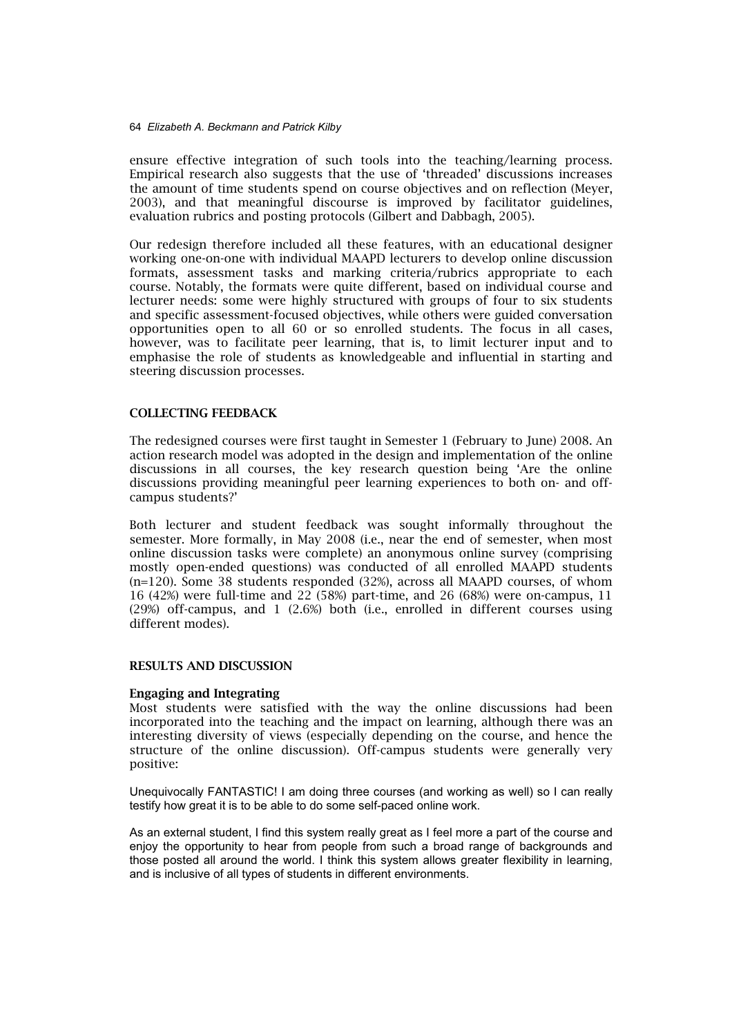ensure effective integration of such tools into the teaching/learning process. Empirical research also suggests that the use of 'threaded' discussions increases the amount of time students spend on course objectives and on reflection (Meyer, 2003), and that meaningful discourse is improved by facilitator guidelines, evaluation rubrics and posting protocols (Gilbert and Dabbagh, 2005).

Our redesign therefore included all these features, with an educational designer working one-on-one with individual MAAPD lecturers to develop online discussion formats, assessment tasks and marking criteria/rubrics appropriate to each course. Notably, the formats were quite different, based on individual course and lecturer needs: some were highly structured with groups of four to six students and specific assessment-focused objectives, while others were guided conversation opportunities open to all 60 or so enrolled students. The focus in all cases, however, was to facilitate peer learning, that is, to limit lecturer input and to emphasise the role of students as knowledgeable and influential in starting and steering discussion processes.

## COLLECTING FEEDBACK

The redesigned courses were first taught in Semester 1 (February to June) 2008. An action research model was adopted in the design and implementation of the online discussions in all courses, the key research question being 'Are the online discussions providing meaningful peer learning experiences to both on- and off-campus students?'

Both lecturer and student feedback was sought informally throughout the semester. More formally, in May 2008 (i.e., near the end of semester, when most online discussion tasks were complete) an anonymous online survey (comprising mostly open-ended questions) was conducted of all enrolled MAAPD students (n=120). Some 38 students responded (32%), across all MAAPD courses, of whom 16 (42%) were full-time and 22 (58%) part-time, and 26 (68%) were on-campus, 11 (29%) off-campus, and 1 (2.6%) both (i.e., enrolled in different courses using different modes).

## RESULTS AND DISCUSSION

### Engaging and Integrating

Most students were satisfied with the way the online discussions had been incorporated into the teaching and the impact on learning, although there was an interesting diversity of views (especially depending on the course, and hence the structure of the online discussion). Off-campus students were generally very positive:

Unequivocally FANTASTIC! I am doing three courses (and working as well) so I can really testify how great it is to be able to do some self-paced online work.

As an external student, I find this system really great as I feel more a part of the course and enjoy the opportunity to hear from people from such a broad range of backgrounds and those posted all around the world. I think this system allows greater flexibility in learning, and is inclusive of all types of students in different environments.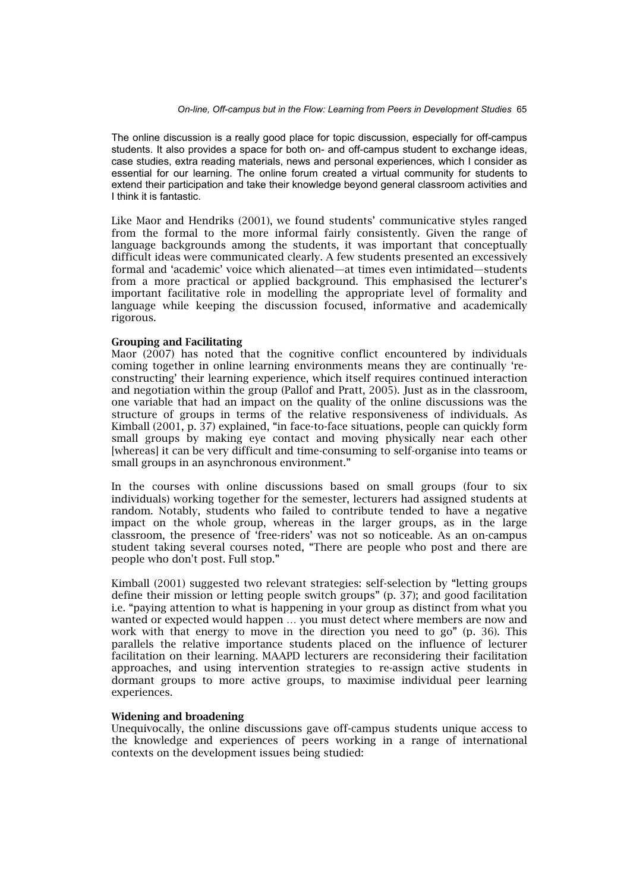The online discussion is a really good place for topic discussion, especially for off-campus students. It also provides a space for both on- and off-campus student to exchange ideas, case studies, extra reading materials, news and personal experiences, which I consider as essential for our learning. The online forum created a virtual community for students to extend their participation and take their knowledge beyond general classroom activities and I think it is fantastic.

Like Maor and Hendriks (2001), we found students' communicative styles ranged from the formal to the more informal fairly consistently. Given the range of language backgrounds among the students, it was important that conceptually difficult ideas were communicated clearly. A few students presented an excessively formal and 'academic' voice which alienated—at times even intimidated—students from a more practical or applied background. This emphasised the lecturer's important facilitative role in modelling the appropriate level of formality and language while keeping the discussion focused, informative and academically rigorous.

**Grouping and Facilitating**

Maor (2007) has noted that the cognitive conflict encountered by individuals coming together in online learning environments means they are continually 're-constructing' their learning experience, which itself requires continued interaction and negotiation within the group (Pallof and Pratt, 2005). Just as in the classroom, one variable that had an impact on the quality of the online discussions was the structure of groups in terms of the relative responsiveness of individuals. As Kimball (2001, p. 37) explained, "in face-to-face situations, people can quickly form small groups by making eye contact and moving physically near each other [whereas] it can be very difficult and time-consuming to self-organise into teams or small groups in an asynchronous environment."

In the courses with online discussions based on small groups (four to six individuals) working together for the semester, lecturers had assigned students at random. Notably, students who failed to contribute tended to have a negative impact on the whole group, whereas in the larger groups, as in the large classroom, the presence of 'free-riders' was not so noticeable. As an on-campus student taking several courses noted, "There are people who post and there are people who don't post. Full stop."

Kimball (2001) suggested two relevant strategies: self-selection by "letting groups define their mission or letting people switch groups" (p. 37); and good facilitation i.e. "paying attention to what is happening in your group as distinct from what you wanted or expected would happen … you must detect where members are now and work with that energy to move in the direction you need to go" (p. 36). This parallels the relative importance students placed on the influence of lecturer facilitation on their learning. MAAPD lecturers are reconsidering their facilitation approaches, and using intervention strategies to re-assign active students in dormant groups to more active groups, to maximise individual peer learning experiences.

**Widening and broadening**

Unequivocally, the online discussions gave off-campus students unique access to the knowledge and experiences of peers working in a range of international contexts on the development issues being studied: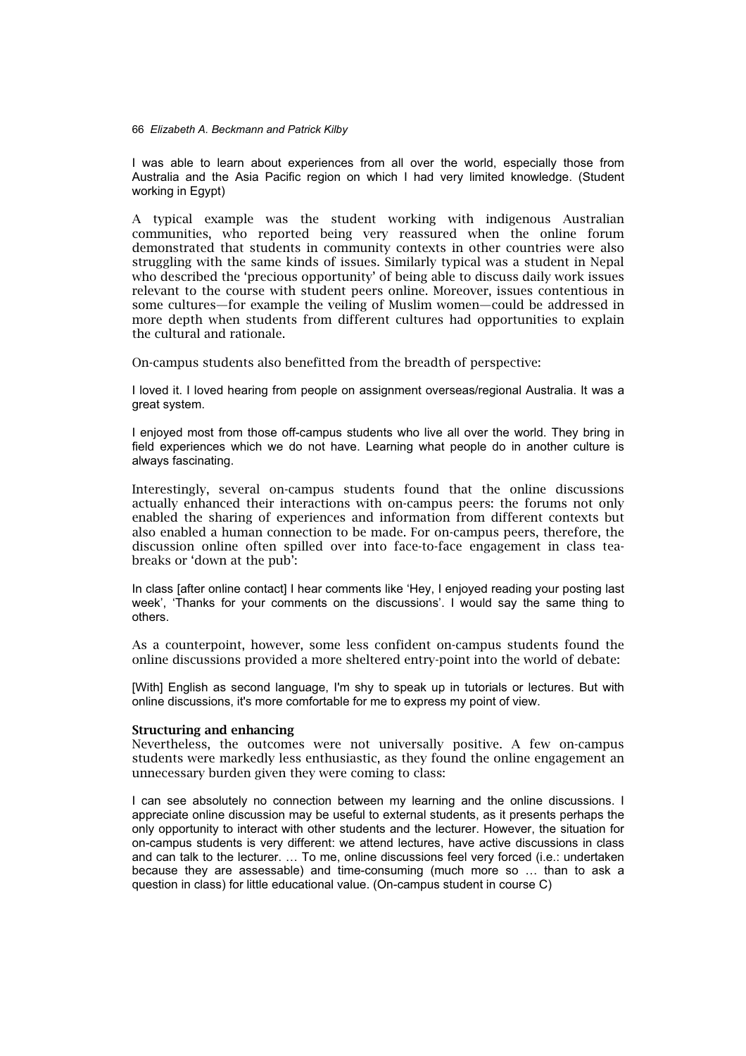I was able to learn about experiences from all over the world, especially those from Australia and the Asia Pacific region on which I had very limited knowledge. (Student working in Egypt)

A typical example was the student working with indigenous Australian communities, who reported being very reassured when the online forum demonstrated that students in community contexts in other countries were also struggling with the same kinds of issues. Similarly typical was a student in Nepal who described the 'precious opportunity' of being able to discuss daily work issues relevant to the course with student peers online. Moreover, issues contentious in some cultures—for example the veiling of Muslim women—could be addressed in more depth when students from different cultures had opportunities to explain the cultural and rationale.

On-campus students also benefitted from the breadth of perspective:

I loved it. I loved hearing from people on assignment overseas/regional Australia. It was a great system.

I enjoyed most from those off-campus students who live all over the world. They bring in field experiences which we do not have. Learning what people do in another culture is always fascinating.

Interestingly, several on-campus students found that the online discussions actually enhanced their interactions with on-campus peers: the forums not only enabled the sharing of experiences and information from different contexts but also enabled a human connection to be made. For on-campus peers, therefore, the discussion online often spilled over into face-to-face engagement in class tea-breaks or 'down at the pub':

In class [after online contact] I hear comments like 'Hey, I enjoyed reading your posting last week', 'Thanks for your comments on the discussions'. I would say the same thing to others.

As a counterpoint, however, some less confident on-campus students found the online discussions provided a more sheltered entry-point into the world of debate:

[With] English as second language, I'm shy to speak up in tutorials or lectures. But with online discussions, it's more comfortable for me to express my point of view.

### Structuring and enhancing

Nevertheless, the outcomes were not universally positive. A few on-campus students were markedly less enthusiastic, as they found the online engagement an unnecessary burden given they were coming to class:

I can see absolutely no connection between my learning and the online discussions. I appreciate online discussion may be useful to external students, as it presents perhaps the only opportunity to interact with other students and the lecturer. However, the situation for on-campus students is very different: we attend lectures, have active discussions in class and can talk to the lecturer. … To me, online discussions feel very forced (i.e.: undertaken because they are assessable) and time-consuming (much more so … than to ask a question in class) for little educational value. (On-campus student in course C)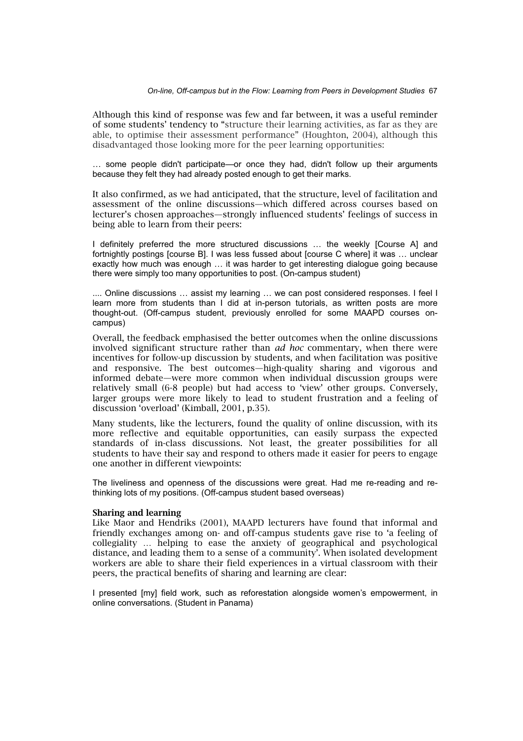Although this kind of response was few and far between, it was a useful reminder of some students' tendency to "structure their learning activities, as far as they are able, to optimise their assessment performance" (Houghton, 2004), although this disadvantaged those looking more for the peer learning opportunities:

> … some people didn't participate—or once they had, didn't follow up their arguments because they felt they had already posted enough to get their marks.

It also confirmed, as we had anticipated, that the structure, level of facilitation and assessment of the online discussions—which differed across courses based on lecturer's chosen approaches—strongly influenced students' feelings of success in being able to learn from their peers:

> I definitely preferred the more structured discussions … the weekly [Course A] and fortnightly postings [course B]. I was less fussed about [course C where] it was … unclear exactly how much was enough … it was harder to get interesting dialogue going because there were simply too many opportunities to post. (On-campus student)

> .... Online discussions … assist my learning … we can post considered responses. I feel I learn more from students than I did at in-person tutorials, as written posts are more thought-out. (Off-campus student, previously enrolled for some MAAPD courses on-campus)

Overall, the feedback emphasised the better outcomes when the online discussions involved significant structure rather than *ad hoc* commentary, when there were incentives for follow-up discussion by students, and when facilitation was positive and responsive. The best outcomes—high-quality sharing and vigorous and informed debate—were more common when individual discussion groups were relatively small (6-8 people) but had access to 'view' other groups. Conversely, larger groups were more likely to lead to student frustration and a feeling of discussion 'overload' (Kimball, 2001, p.35).

Many students, like the lecturers, found the quality of online discussion, with its more reflective and equitable opportunities, can easily surpass the expected standards of in-class discussions. Not least, the greater possibilities for all students to have their say and respond to others made it easier for peers to engage one another in different viewpoints:

> The liveliness and openness of the discussions were great. Had me re-reading and re-thinking lots of my positions. (Off-campus student based overseas)

### Sharing and learning

Like Maor and Hendriks (2001), MAAPD lecturers have found that informal and friendly exchanges among on- and off-campus students gave rise to 'a feeling of collegiality … helping to ease the anxiety of geographical and psychological distance, and leading them to a sense of a community'. When isolated development workers are able to share their field experiences in a virtual classroom with their peers, the practical benefits of sharing and learning are clear:

> I presented [my] field work, such as reforestation alongside women's empowerment, in online conversations. (Student in Panama)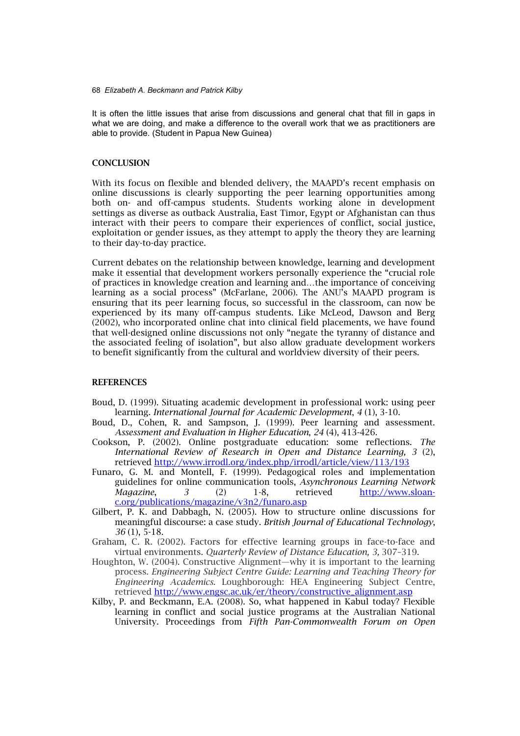It is often the little issues that arise from discussions and general chat that fill in gaps in what we are doing, and make a difference to the overall work that we as practitioners are able to provide. (Student in Papua New Guinea)

## CONCLUSION

With its focus on flexible and blended delivery, the MAAPD's recent emphasis on online discussions is clearly supporting the peer learning opportunities among both on- and off-campus students. Students working alone in development settings as diverse as outback Australia, East Timor, Egypt or Afghanistan can thus interact with their peers to compare their experiences of conflict, social justice, exploitation or gender issues, as they attempt to apply the theory they are learning to their day-to-day practice.

Current debates on the relationship between knowledge, learning and development make it essential that development workers personally experience the "crucial role of practices in knowledge creation and learning and…the importance of conceiving learning as a social process" (McFarlane, 2006). The ANU's MAAPD program is ensuring that its peer learning focus, so successful in the classroom, can now be experienced by its many off-campus students. Like McLeod, Dawson and Berg (2002), who incorporated online chat into clinical field placements, we have found that well-designed online discussions not only "negate the tyranny of distance and the associated feeling of isolation", but also allow graduate development workers to benefit significantly from the cultural and worldview diversity of their peers.

## REFERENCES

Boud, D. (1999). Situating academic development in professional work: using peer learning. *International Journal for Academic Development*, *4* (1), 3-10.

Boud, D., Cohen, R. and Sampson, J. (1999). Peer learning and assessment. *Assessment and Evaluation in Higher Education*, *24* (4), 413-426.

Cookson, P. (2002). Online postgraduate education: some reflections. *The International Review of Research in Open and Distance Learning, 3* (2), retrieved http://www.irrodl.org/index.php/irrodl/article/view/113/193

Funaro, G. M. and Montell, F. (1999). Pedagogical roles and implementation guidelines for online communication tools, *Asynchronous Learning Network Magazine*, *3* (2) 1-8, retrieved http://www.sloan-c.org/publications/magazine/v3n2/funaro.asp

Gilbert, P. K. and Dabbagh, N. (2005). How to structure online discussions for meaningful discourse: a case study. *British Journal of Educational Technology*, *36* (1), 5-18.

Graham, C. R. (2002). Factors for effective learning groups in face-to-face and virtual environments. *Quarterly Review of Distance Education, 3,* 307–319.

Houghton, W. (2004). Constructive Alignment—why it is important to the learning process. *Engineering Subject Centre Guide: Learning and Teaching Theory for Engineering Academics.* Loughborough: HEA Engineering Subject Centre, retrieved http://www.engsc.ac.uk/er/theory/constructive_alignment.asp

Kilby, P. and Beckmann, E.A. (2008). So, what happened in Kabul today? Flexible learning in conflict and social justice programs at the Australian National University. Proceedings from *Fifth Pan-Commonwealth Forum on Open*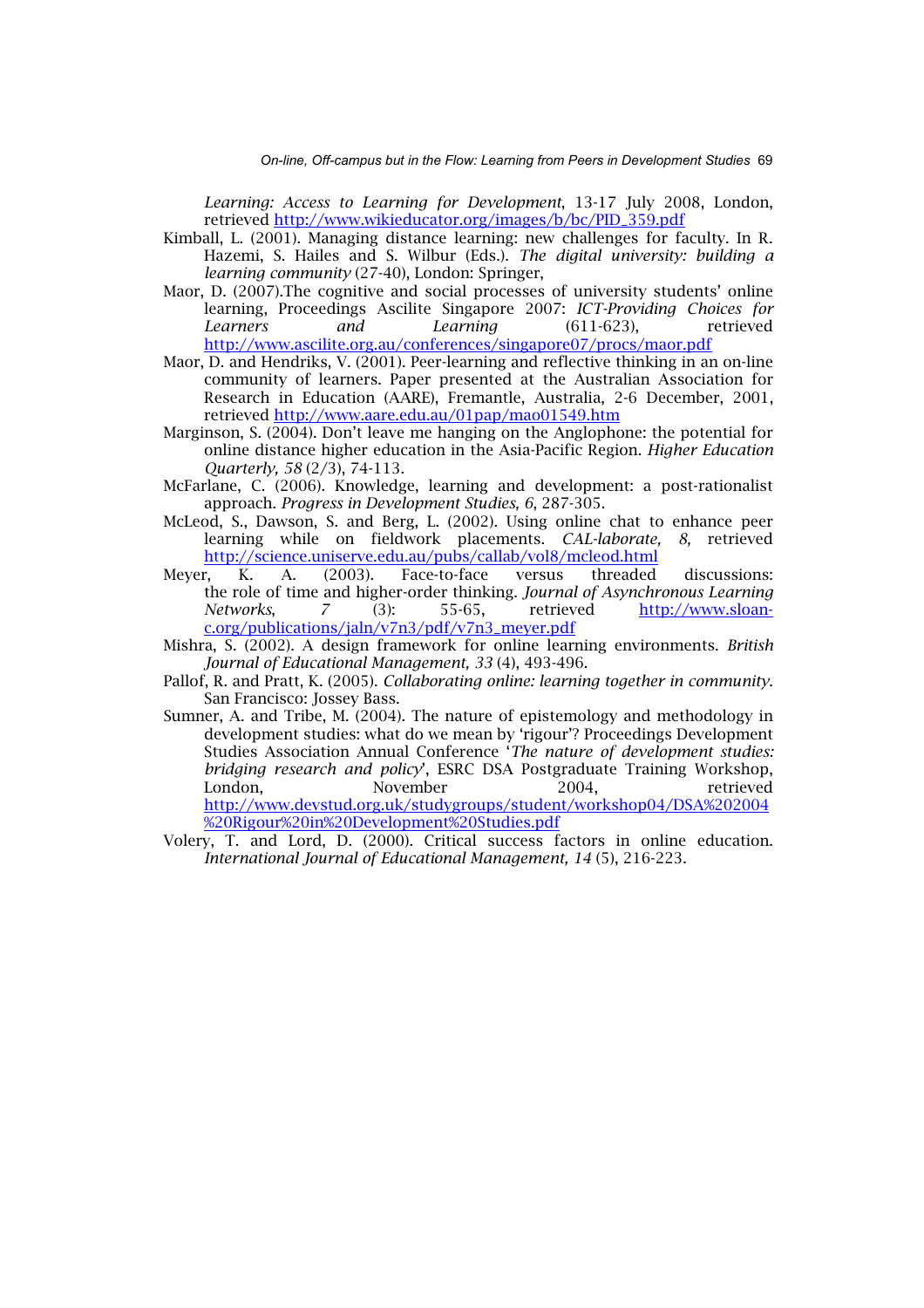*Learning: Access to Learning for Development*, 13-17 July 2008, London, retrieved http://www.wikieducator.org/images/b/bc/PID_359.pdf

Kimball, L. (2001). Managing distance learning: new challenges for faculty. In R. Hazemi, S. Hailes and S. Wilbur (Eds.). *The digital university: building a learning community* (27-40), London: Springer,

Maor, D. (2007).The cognitive and social processes of university students' online learning, Proceedings Ascilite Singapore 2007: *ICT-Providing Choices for Learners and Learning* (611-623), retrieved http://www.ascilite.org.au/conferences/singapore07/procs/maor.pdf

Maor, D. and Hendriks, V. (2001). Peer-learning and reflective thinking in an on-line community of learners. Paper presented at the Australian Association for Research in Education (AARE), Fremantle, Australia, 2-6 December, 2001, retrieved http://www.aare.edu.au/01pap/mao01549.htm

Marginson, S. (2004). Don't leave me hanging on the Anglophone: the potential for online distance higher education in the Asia-Pacific Region. *Higher Education Quarterly, 58* (2/3), 74-113.

McFarlane, C. (2006). Knowledge, learning and development: a post-rationalist approach. *Progress in Development Studies, 6*, 287-305.

McLeod, S., Dawson, S. and Berg, L. (2002). Using online chat to enhance peer learning while on fieldwork placements. *CAL-laborate, 8,* retrieved http://science.uniserve.edu.au/pubs/callab/vol8/mcleod.html

Meyer, K. A. (2003). Face-to-face versus threaded discussions: the role of time and higher-order thinking. *Journal of Asynchronous Learning Networks, 7* (3): 55-65, retrieved http://www.sloan-c.org/publications/jaln/v7n3/pdf/v7n3_meyer.pdf

Mishra, S. (2002). A design framework for online learning environments. *British Journal of Educational Management, 33* (4), 493-496.

Pallof, R. and Pratt, K. (2005). *Collaborating online: learning together in community*. San Francisco: Jossey Bass.

Sumner, A. and Tribe, M. (2004). The nature of epistemology and methodology in development studies: what do we mean by 'rigour'? Proceedings Development Studies Association Annual Conference '*The nature of development studies: bridging research and policy*', ESRC DSA Postgraduate Training Workshop, London, November 2004, retrieved http://www.devstud.org.uk/studygroups/student/workshop04/DSA%202004%20Rigour%20in%20Development%20Studies.pdf

Volery, T. and Lord, D. (2000). Critical success factors in online education. *International Journal of Educational Management, 14* (5), 216-223.